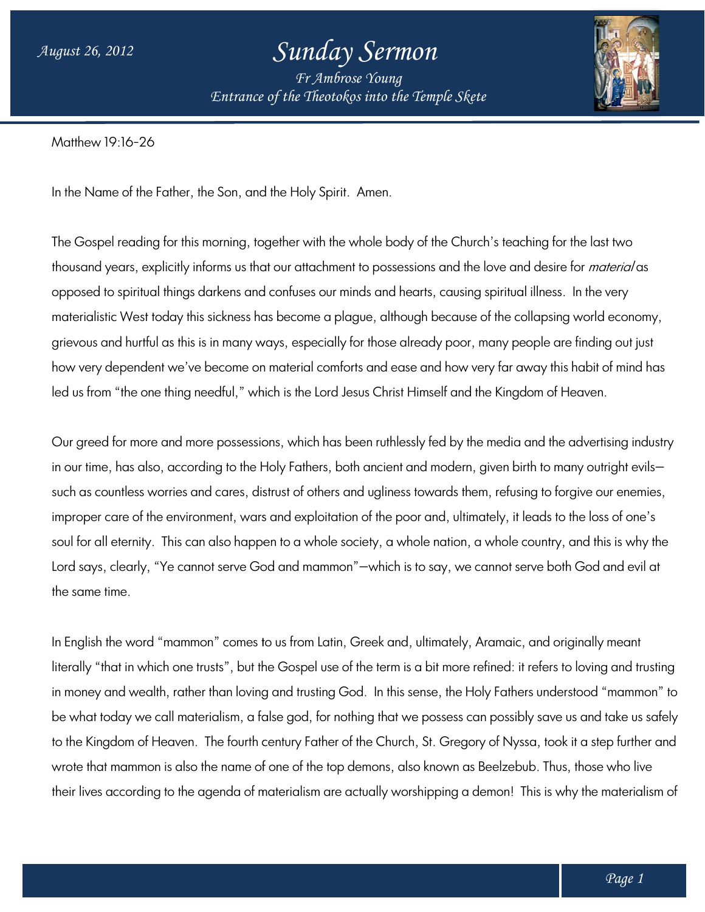# Sunday Sermon

*Fr Ambrose Young*
*Entrance of the Theotokos into the Temple Skete*

*August 26, 2012*

Matthew 19:16-26

In the Name of the Father, the Son, and the Holy Spirit. Amen.

The Gospel reading for this morning, together with the whole body of the Church's teaching for the last two thousand years, explicitly informs us that our attachment to possessions and the love and desire for *material* as opposed to spiritual things darkens and confuses our minds and hearts, causing spiritual illness. In the very materialistic West today this sickness has become a plague, although because of the collapsing world economy, grievous and hurtful as this is in many ways, especially for those already poor, many people are finding out just how very dependent we've become on material comforts and ease and how very far away this habit of mind has led us from "the one thing needful," which is the Lord Jesus Christ Himself and the Kingdom of Heaven.

Our greed for more and more possessions, which has been ruthlessly fed by the media and the advertising industry in our time, has also, according to the Holy Fathers, both ancient and modern, given birth to many outright evils—such as countless worries and cares, distrust of others and ugliness towards them, refusing to forgive our enemies, improper care of the environment, wars and exploitation of the poor and, ultimately, it leads to the loss of one's soul for all eternity. This can also happen to a whole society, a whole nation, a whole country, and this is why the Lord says, clearly, "Ye cannot serve God and mammon"—which is to say, we cannot serve both God and evil at the same time.

In English the word "mammon" comes to us from Latin, Greek and, ultimately, Aramaic, and originally meant literally "that in which one trusts", but the Gospel use of the term is a bit more refined: it refers to loving and trusting in money and wealth, rather than loving and trusting God. In this sense, the Holy Fathers understood "mammon" to be what today we call materialism, a false god, for nothing that we possess can possibly save us and take us safely to the Kingdom of Heaven. The fourth century Father of the Church, St. Gregory of Nyssa, took it a step further and wrote that mammon is also the name of one of the top demons, also known as Beelzebub. Thus, those who live their lives according to the agenda of materialism are actually worshipping a demon! This is why the materialism of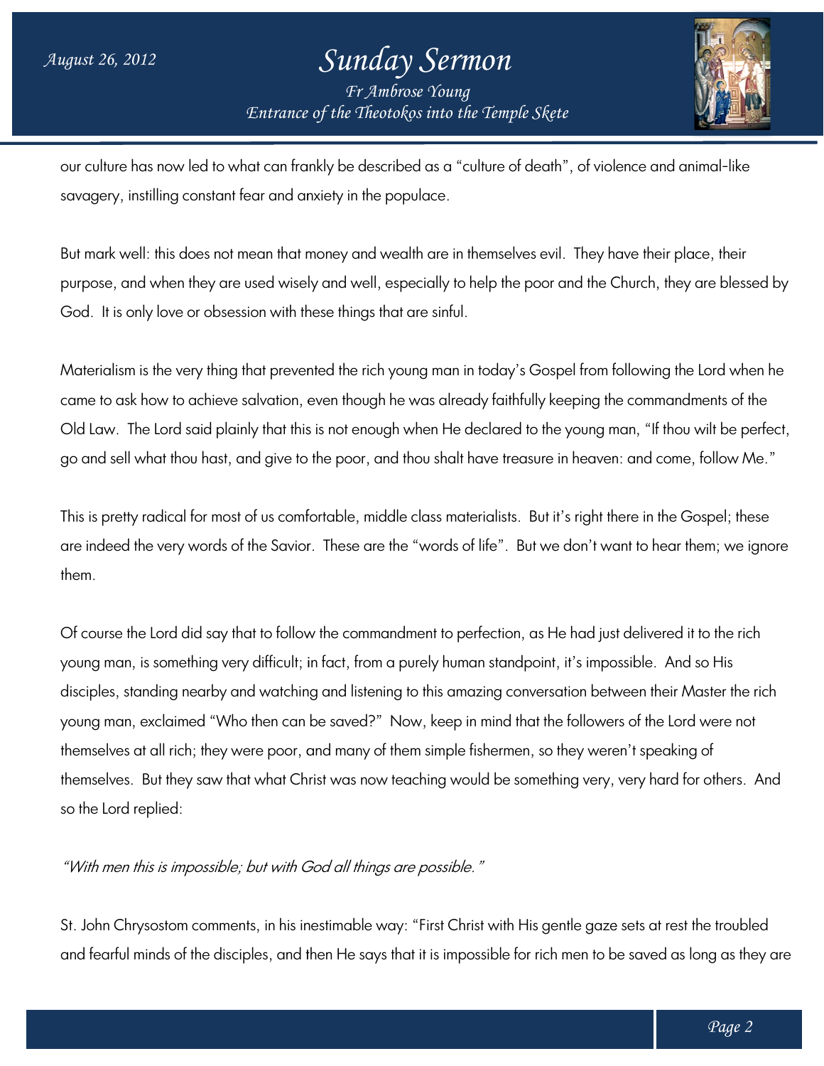our culture has now led to what can frankly be described as a "culture of death", of violence and animal-like savagery, instilling constant fear and anxiety in the populace.

But mark well: this does not mean that money and wealth are in themselves evil. They have their place, their purpose, and when they are used wisely and well, especially to help the poor and the Church, they are blessed by God. It is only love or obsession with these things that are sinful.

Materialism is the very thing that prevented the rich young man in today's Gospel from following the Lord when he came to ask how to achieve salvation, even though he was already faithfully keeping the commandments of the Old Law. The Lord said plainly that this is not enough when He declared to the young man, "If thou wilt be perfect, go and sell what thou hast, and give to the poor, and thou shalt have treasure in heaven: and come, follow Me."

This is pretty radical for most of us comfortable, middle class materialists. But it's right there in the Gospel; these are indeed the very words of the Savior. These are the "words of life". But we don't want to hear them; we ignore them.

Of course the Lord did say that to follow the commandment to perfection, as He had just delivered it to the rich young man, is something very difficult; in fact, from a purely human standpoint, it's impossible. And so His disciples, standing nearby and watching and listening to this amazing conversation between their Master the rich young man, exclaimed "Who then can be saved?" Now, keep in mind that the followers of the Lord were not themselves at all rich; they were poor, and many of them simple fishermen, so they weren't speaking of themselves. But they saw that what Christ was now teaching would be something very, very hard for others. And so the Lord replied:

*"With men this is impossible; but with God all things are possible."*

St. John Chrysostom comments, in his inestimable way: "First Christ with His gentle gaze sets at rest the troubled and fearful minds of the disciples, and then He says that it is impossible for rich men to be saved as long as they are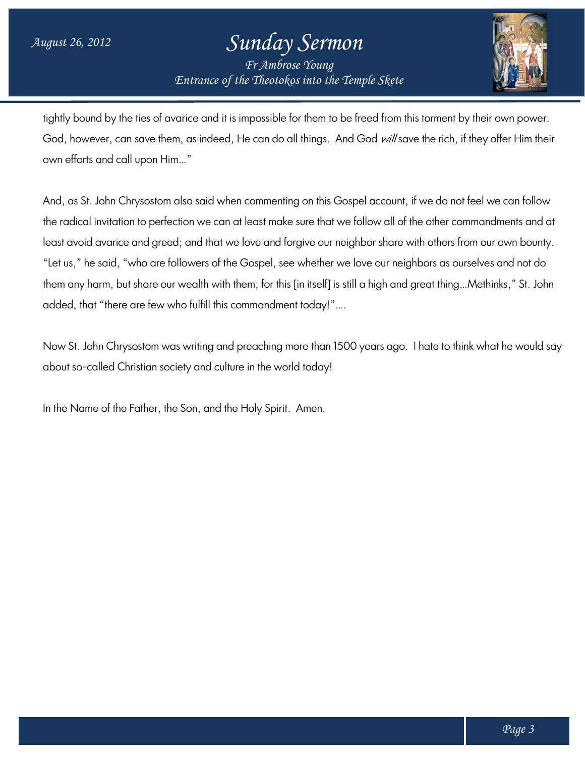tightly bound by the ties of avarice and it is impossible for them to be freed from this torment by their own power. God, however, can save them, as indeed, He can do all things. And God *will* save the rich, if they offer Him their own efforts and call upon Him…"

And, as St. John Chrysostom also said when commenting on this Gospel account, if we do not feel we can follow the radical invitation to perfection we can at least make sure that we follow all of the other commandments and at least avoid avarice and greed; and that we love and forgive our neighbor share with others from our own bounty. "Let us," he said, "who are followers of the Gospel, see whether we love our neighbors as ourselves and not do them any harm, but share our wealth with them; for this [in itself] is still a high and great thing…Methinks," St. John added, that "there are few who fulfill this commandment today!"….

Now St. John Chrysostom was writing and preaching more than 1500 years ago. I hate to think what he would say about so-called Christian society and culture in the world today!

In the Name of the Father, the Son, and the Holy Spirit. Amen.